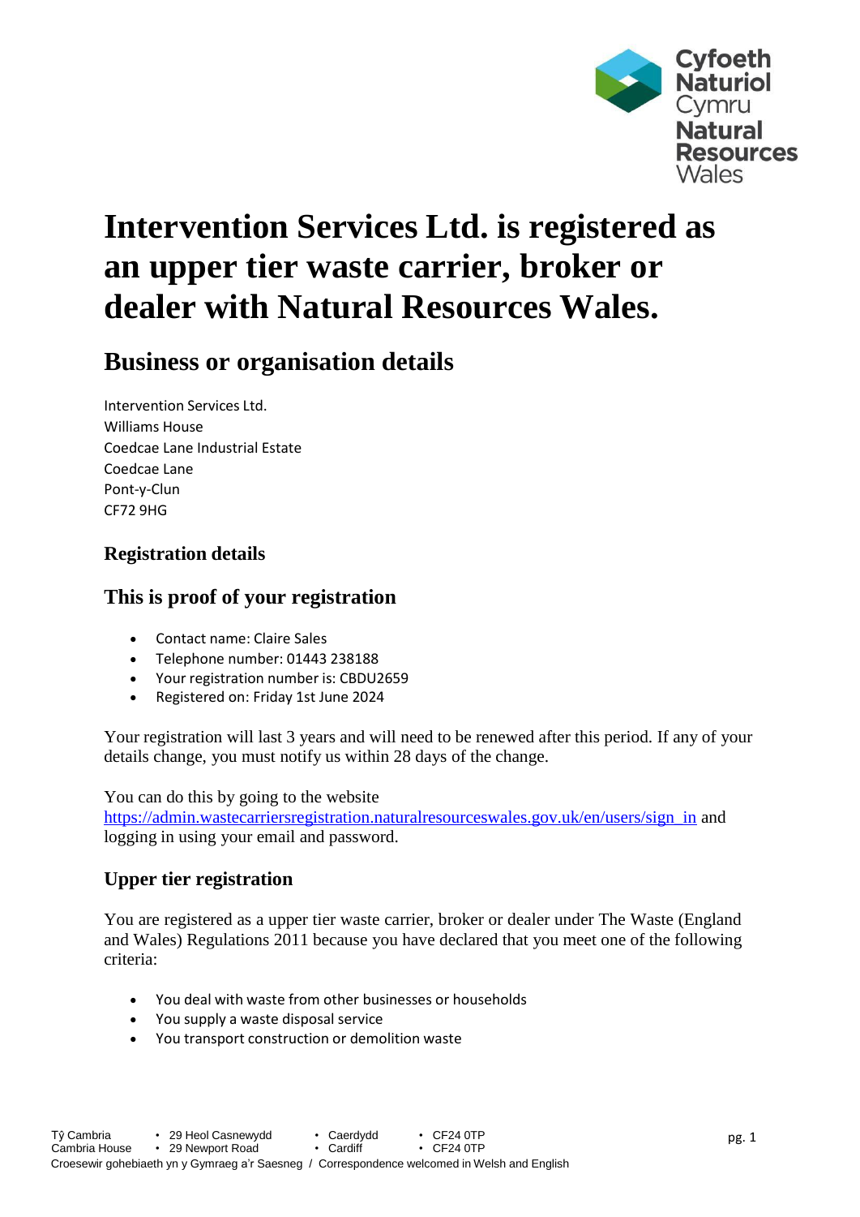# Intervention Services Ltd. is registered as an upper tier waste carrier, broker or dealer with Natural Resources Wales.

## Business or organisation details

Intervention Services Ltd.
Williams House
Coedcae Lane Industrial Estate
Coedcae Lane
Pont-y-Clun
CF72 9HG

### Registration details

### This is proof of your registration

- Contact name: Claire Sales
- Telephone number: 01443 238188
- Your registration number is: CBDU2659
- Registered on: Friday 1st June 2024

Your registration will last 3 years and will need to be renewed after this period. If any of your details change, you must notify us within 28 days of the change.

You can do this by going to the website https://admin.wastecarriersregistration.naturalresourceswales.gov.uk/en/users/sign_in and logging in using your email and password.

### Upper tier registration

You are registered as a upper tier waste carrier, broker or dealer under The Waste (England and Wales) Regulations 2011 because you have declared that you meet one of the following criteria:

- You deal with waste from other businesses or households
- You supply a waste disposal service
- You transport construction or demolition waste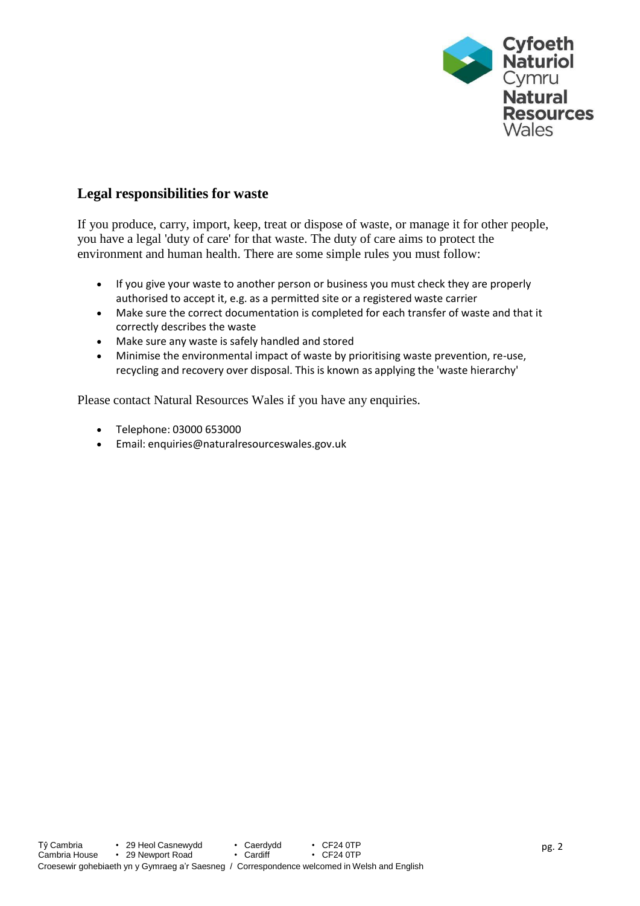## Legal responsibilities for waste

If you produce, carry, import, keep, treat or dispose of waste, or manage it for other people, you have a legal 'duty of care' for that waste. The duty of care aims to protect the environment and human health. There are some simple rules you must follow:

- If you give your waste to another person or business you must check they are properly authorised to accept it, e.g. as a permitted site or a registered waste carrier
- Make sure the correct documentation is completed for each transfer of waste and that it correctly describes the waste
- Make sure any waste is safely handled and stored
- Minimise the environmental impact of waste by prioritising waste prevention, re-use, recycling and recovery over disposal. This is known as applying the 'waste hierarchy'

Please contact Natural Resources Wales if you have any enquiries.

- Telephone: 03000 653000
- Email: enquiries@naturalresourceswales.gov.uk